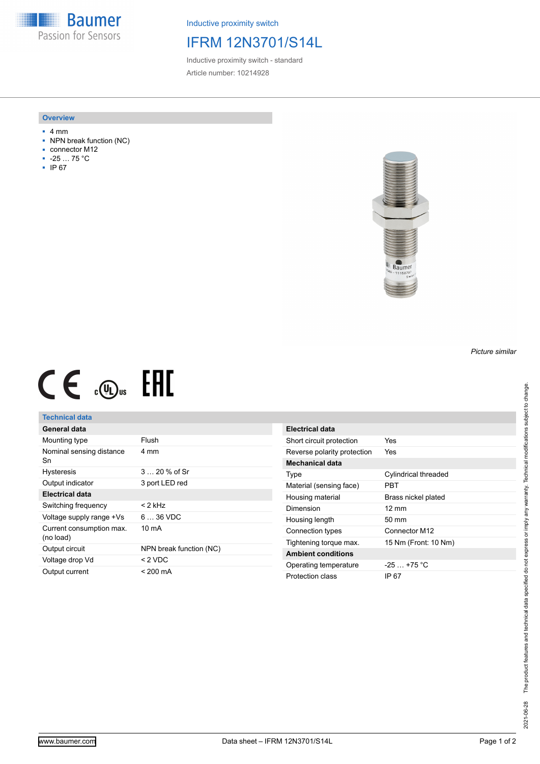Baumer
Passion for Sensors

Inductive proximity switch

# IFRM 12N3701/S14L

Inductive proximity switch - standard

Article number: 10214928

## Overview

- 4 mm
- NPN break function (NC)
- connector M12
- -25 … 75 °C
- IP 67

*Picture similar*

## Technical data

| General data | |
|---|---|
| Mounting type | Flush |
| Nominal sensing distance Sn | 4 mm |
| Hysteresis | 3 … 20 % of Sr |
| Output indicator | 3 port LED red |
| **Electrical data** | |
| Switching frequency | < 2 kHz |
| Voltage supply range +Vs | 6 … 36 VDC |
| Current consumption max. (no load) | 10 mA |
| Output circuit | NPN break function (NC) |
| Voltage drop Vd | < 2 VDC |
| Output current | < 200 mA |

| Electrical data | |
|---|---|
| Short circuit protection | Yes |
| Reverse polarity protection | Yes |
| **Mechanical data** | |
| Type | Cylindrical threaded |
| Material (sensing face) | PBT |
| Housing material | Brass nickel plated |
| Dimension | 12 mm |
| Housing length | 50 mm |
| Connection types | Connector M12 |
| Tightening torque max. | 15 Nm (Front: 10 Nm) |
| **Ambient conditions** | |
| Operating temperature | -25 … +75 °C |
| Protection class | IP 67 |

2021-06-28 The product features and technical data specified do not express or imply any warranty. Technical modifications subject to change.

www.baumer.com

Data sheet – IFRM 12N3701/S14L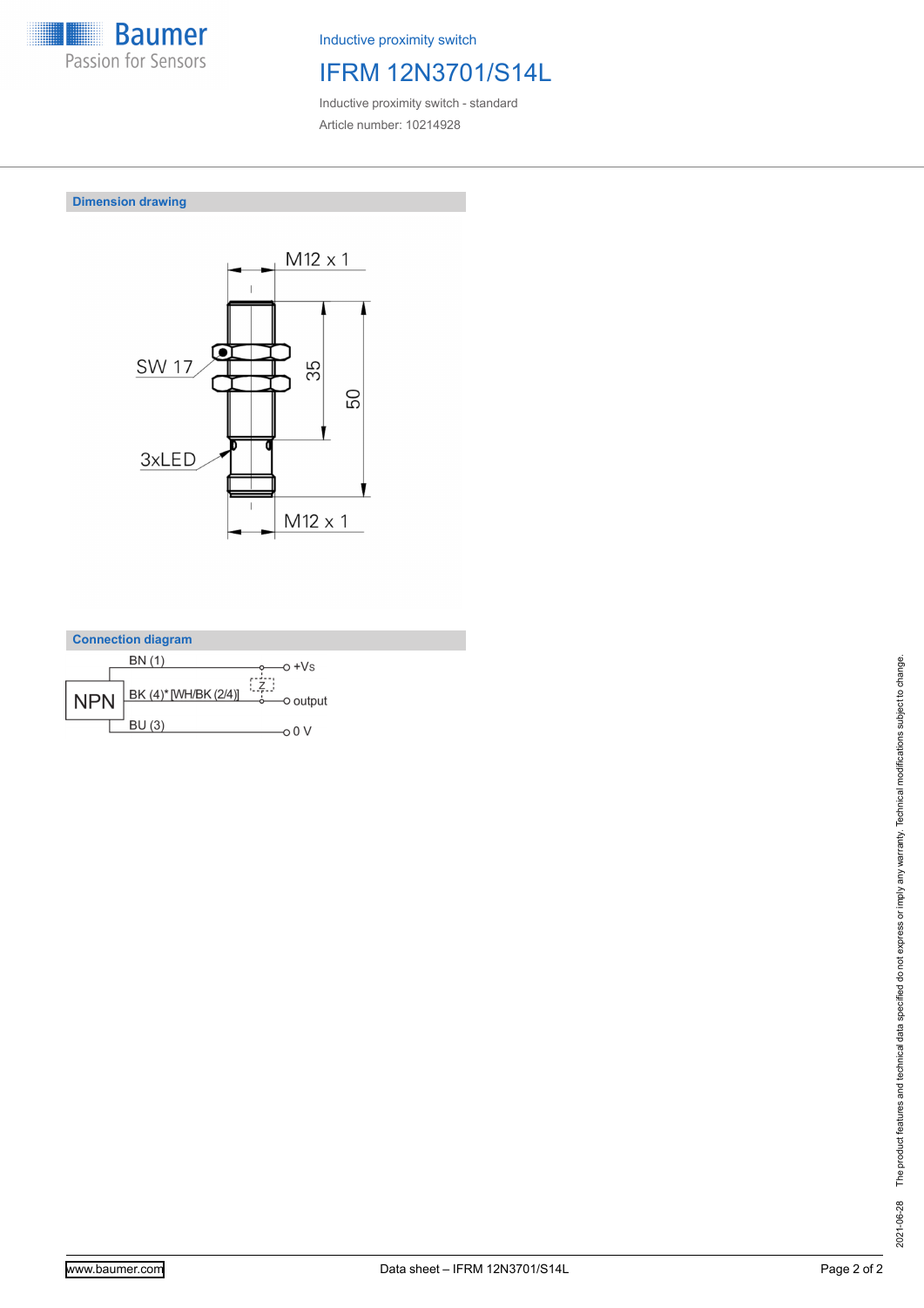Inductive proximity switch

# IFRM 12N3701/S14L

Inductive proximity switch - standard

Article number: 10214928

## Dimension drawing

M12 x 1

SW 17

35

50

3xLED

M12 x 1

## Connection diagram

NPN

BN (1)

+Vs

BK (4)* [WH/BK (2/4)]

Z

output

BU (3)

0 V

The product features and technical data specified do not express or imply any warranty. Technical modifications subject to change.

2021-06-28

www.baumer.com

Data sheet – IFRM 12N3701/S14L